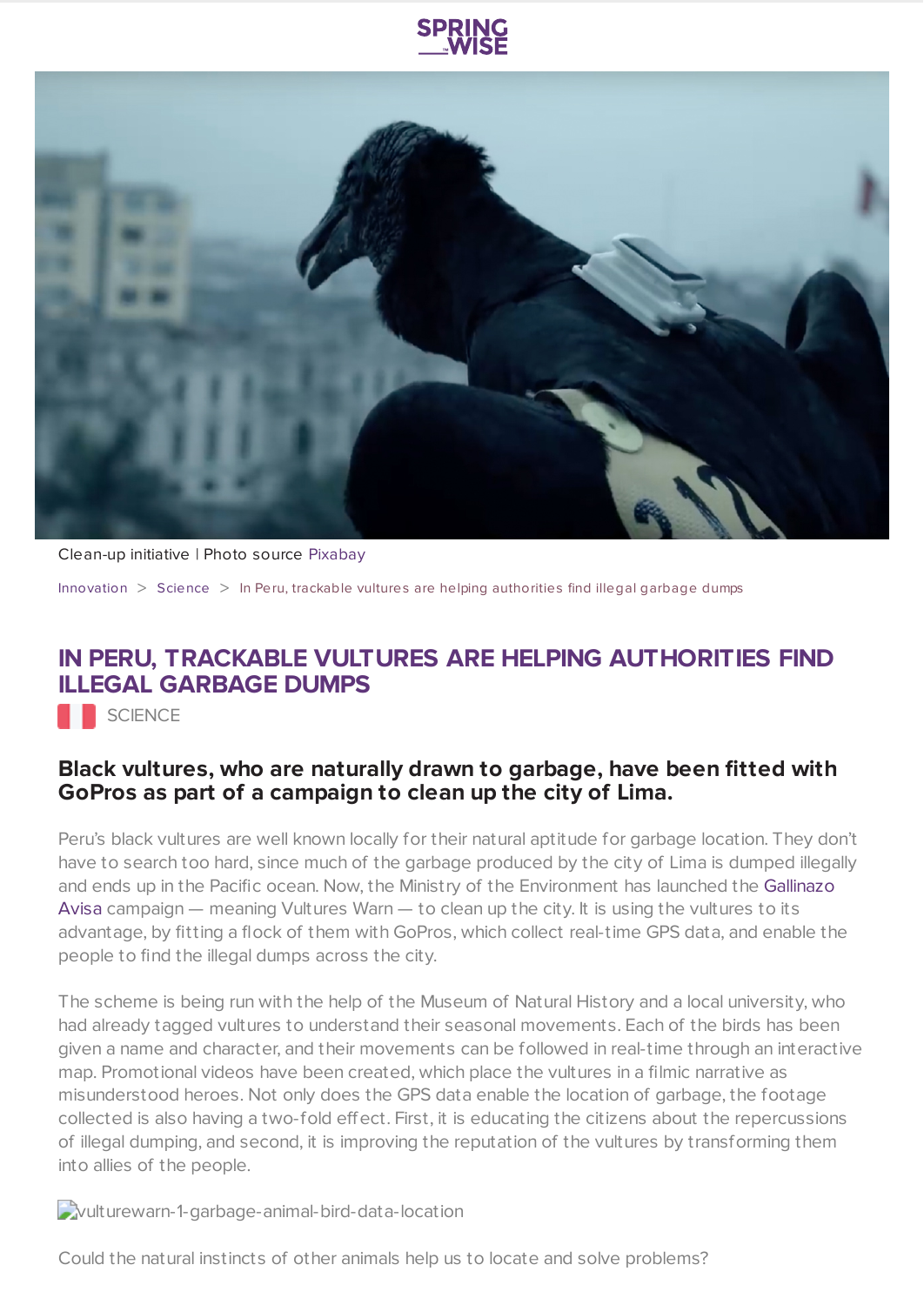Clean-up initiative | Photo source Pixabay

Innovation > Science > In Peru, trackable vultures are helping authorities find illegal garbage dumps

# IN PERU, TRACKABLE VULTURES ARE HELPING AUTHORITIES FIND ILLEGAL GARBAGE DUMPS

SCIENCE

### Black vultures, who are naturally drawn to garbage, have been fitted with GoPros as part of a campaign to clean up the city of Lima.

Peru's black vultures are well known locally for their natural aptitude for garbage location. They don't have to search too hard, since much of the garbage produced by the city of Lima is dumped illegally and ends up in the Pacific ocean. Now, the Ministry of the Environment has launched the Gallinazo Avisa campaign — meaning Vultures Warn — to clean up the city. It is using the vultures to its advantage, by fitting a flock of them with GoPros, which collect real-time GPS data, and enable the people to find the illegal dumps across the city.

The scheme is being run with the help of the Museum of Natural History and a local university, who had already tagged vultures to understand their seasonal movements. Each of the birds has been given a name and character, and their movements can be followed in real-time through an interactive map. Promotional videos have been created, which place the vultures in a filmic narrative as misunderstood heroes. Not only does the GPS data enable the location of garbage, the footage collected is also having a two-fold effect. First, it is educating the citizens about the repercussions of illegal dumping, and second, it is improving the reputation of the vultures by transforming them into allies of the people.

vulturewarn-1-garbage-animal-bird-data-location

Could the natural instincts of other animals help us to locate and solve problems?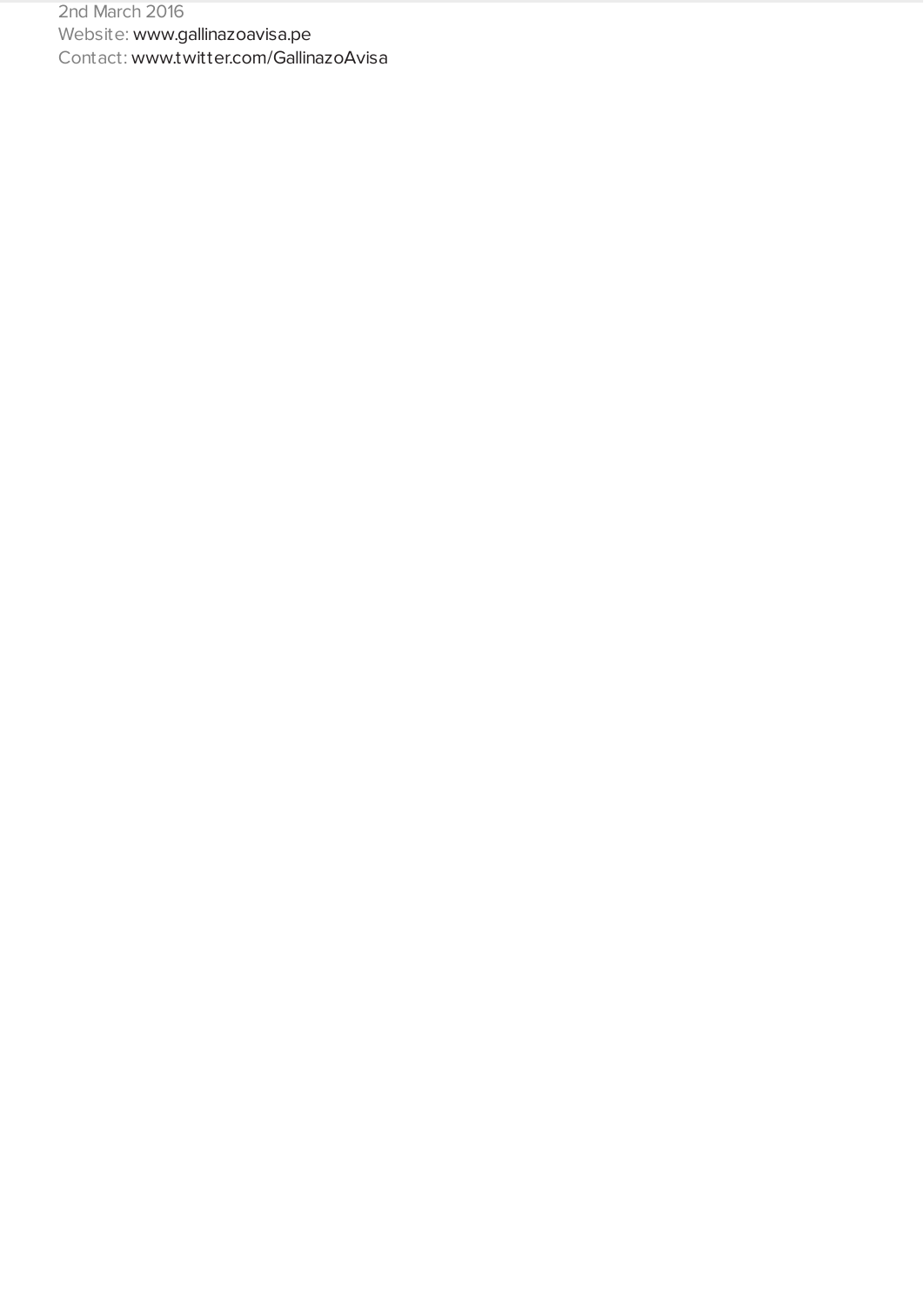2nd March 2016

Website: www.gallinazoavisa.pe

Contact: www.twitter.com/GallinazoAvisa